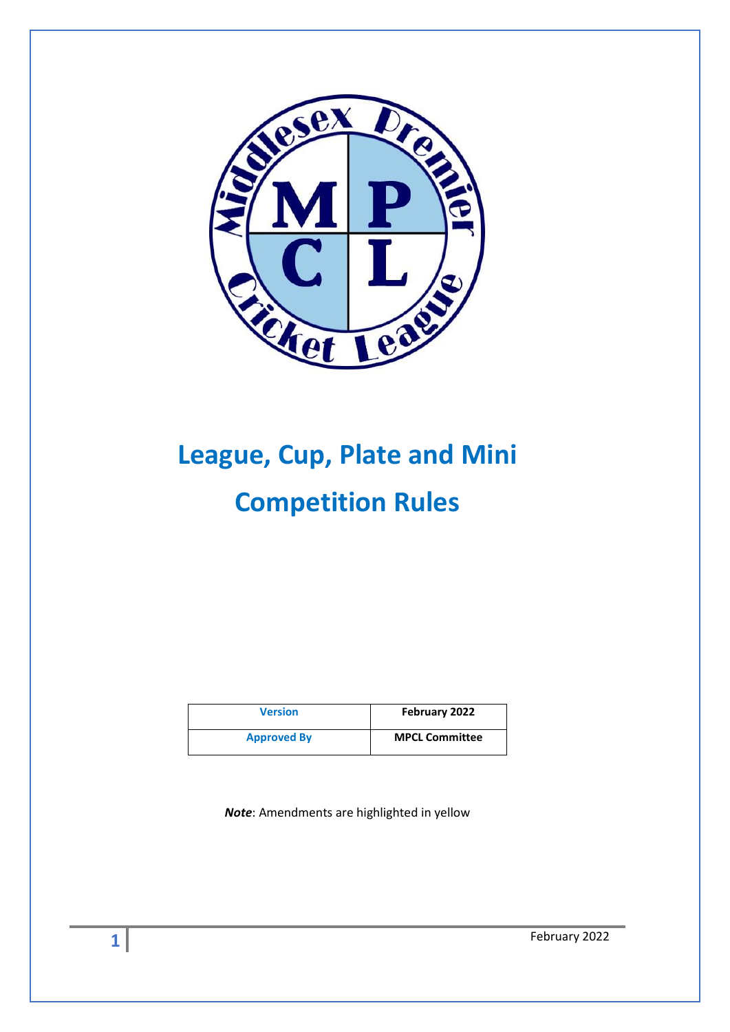# League, Cup, Plate and Mini Competition Rules

| Version | February 2022 |
| --- | --- |
| Approved By | MPCL Committee |

***Note***: Amendments are highlighted in yellow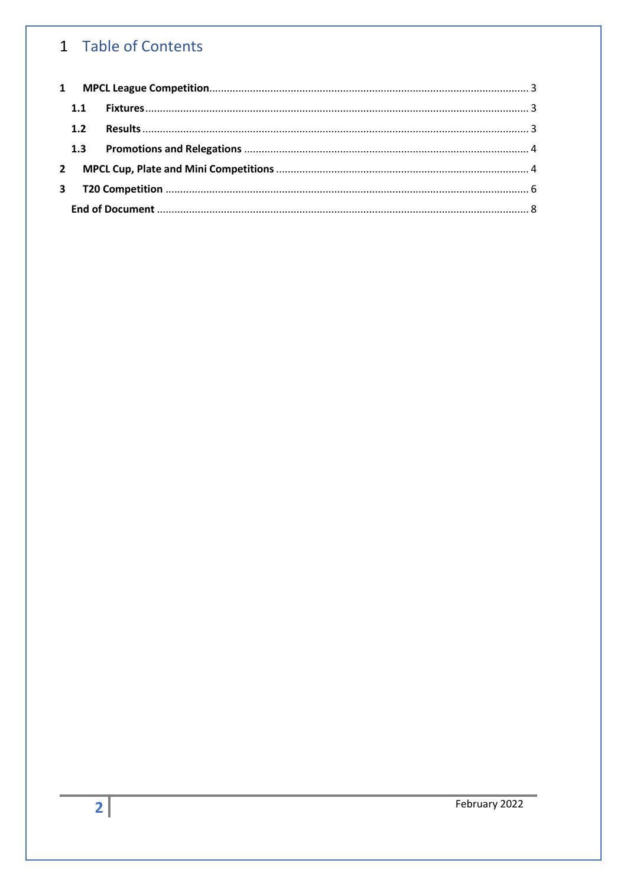# 1 Table of Contents

| | | |
|---|---|---|
| **1** | **MPCL League Competition** | 3 |
| **1.1** | **Fixtures** | 3 |
| **1.2** | **Results** | 3 |
| **1.3** | **Promotions and Relegations** | 4 |
| **2** | **MPCL Cup, Plate and Mini Competitions** | 4 |
| **3** | **T20 Competition** | 6 |
| | **End of Document** | 8 |

February 2022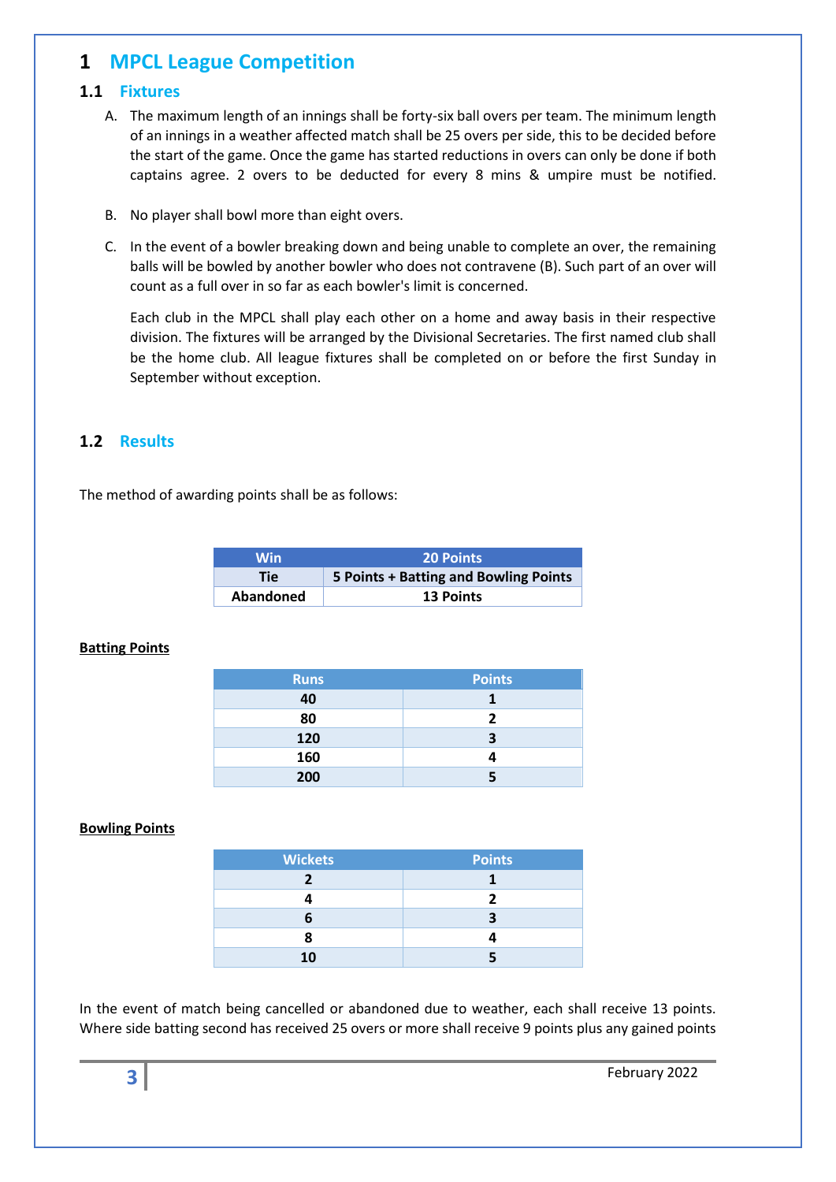# 1 MPCL League Competition

## 1.1 Fixtures

A. The maximum length of an innings shall be forty-six ball overs per team. The minimum length of an innings in a weather affected match shall be 25 overs per side, this to be decided before the start of the game. Once the game has started reductions in overs can only be done if both captains agree. 2 overs to be deducted for every 8 mins & umpire must be notified.

B. No player shall bowl more than eight overs.

C. In the event of a bowler breaking down and being unable to complete an over, the remaining balls will be bowled by another bowler who does not contravene (B). Such part of an over will count as a full over in so far as each bowler's limit is concerned.

Each club in the MPCL shall play each other on a home and away basis in their respective division. The fixtures will be arranged by the Divisional Secretaries. The first named club shall be the home club. All league fixtures shall be completed on or before the first Sunday in September without exception.

## 1.2 Results

The method of awarding points shall be as follows:

| Win | 20 Points |
|---|---|
| Tie | 5 Points + Batting and Bowling Points |
| Abandoned | 13 Points |

**Batting Points**

| Runs | Points |
|---|---|
| 40 | 1 |
| 80 | 2 |
| 120 | 3 |
| 160 | 4 |
| 200 | 5 |

**Bowling Points**

| Wickets | Points |
|---|---|
| 2 | 1 |
| 4 | 2 |
| 6 | 3 |
| 8 | 4 |
| 10 | 5 |

In the event of match being cancelled or abandoned due to weather, each shall receive 13 points. Where side batting second has received 25 overs or more shall receive 9 points plus any gained points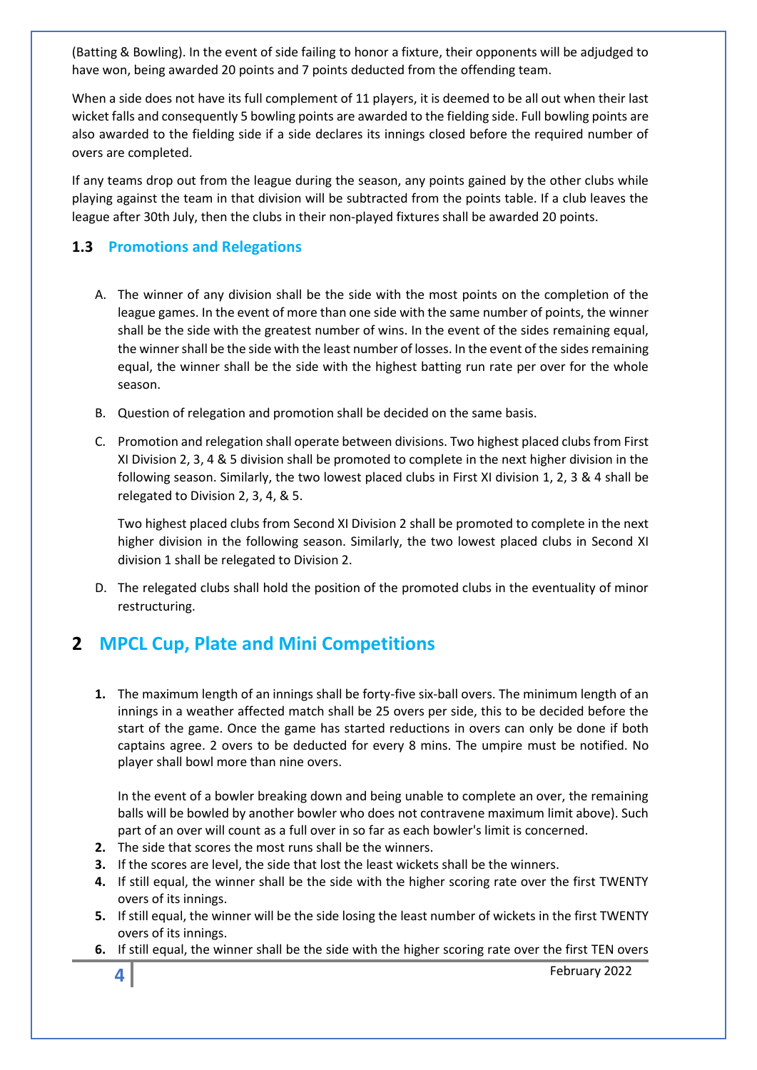(Batting & Bowling). In the event of side failing to honor a fixture, their opponents will be adjudged to have won, being awarded 20 points and 7 points deducted from the offending team.

When a side does not have its full complement of 11 players, it is deemed to be all out when their last wicket falls and consequently 5 bowling points are awarded to the fielding side. Full bowling points are also awarded to the fielding side if a side declares its innings closed before the required number of overs are completed.

If any teams drop out from the league during the season, any points gained by the other clubs while playing against the team in that division will be subtracted from the points table. If a club leaves the league after 30th July, then the clubs in their non-played fixtures shall be awarded 20 points.

### 1.3 Promotions and Relegations

A. The winner of any division shall be the side with the most points on the completion of the league games. In the event of more than one side with the same number of points, the winner shall be the side with the greatest number of wins. In the event of the sides remaining equal, the winner shall be the side with the least number of losses. In the event of the sides remaining equal, the winner shall be the side with the highest batting run rate per over for the whole season.

B. Question of relegation and promotion shall be decided on the same basis.

C. Promotion and relegation shall operate between divisions. Two highest placed clubs from First XI Division 2, 3, 4 & 5 division shall be promoted to complete in the next higher division in the following season. Similarly, the two lowest placed clubs in First XI division 1, 2, 3 & 4 shall be relegated to Division 2, 3, 4, & 5.

   Two highest placed clubs from Second XI Division 2 shall be promoted to complete in the next higher division in the following season. Similarly, the two lowest placed clubs in Second XI division 1 shall be relegated to Division 2.

D. The relegated clubs shall hold the position of the promoted clubs in the eventuality of minor restructuring.

## 2 MPCL Cup, Plate and Mini Competitions

1. The maximum length of an innings shall be forty-five six-ball overs. The minimum length of an innings in a weather affected match shall be 25 overs per side, this to be decided before the start of the game. Once the game has started reductions in overs can only be done if both captains agree. 2 overs to be deducted for every 8 mins. The umpire must be notified. No player shall bowl more than nine overs.

   In the event of a bowler breaking down and being unable to complete an over, the remaining balls will be bowled by another bowler who does not contravene maximum limit above). Such part of an over will count as a full over in so far as each bowler's limit is concerned.
2. The side that scores the most runs shall be the winners.
3. If the scores are level, the side that lost the least wickets shall be the winners.
4. If still equal, the winner shall be the side with the higher scoring rate over the first TWENTY overs of its innings.
5. If still equal, the winner will be the side losing the least number of wickets in the first TWENTY overs of its innings.
6. If still equal, the winner shall be the side with the higher scoring rate over the first TEN overs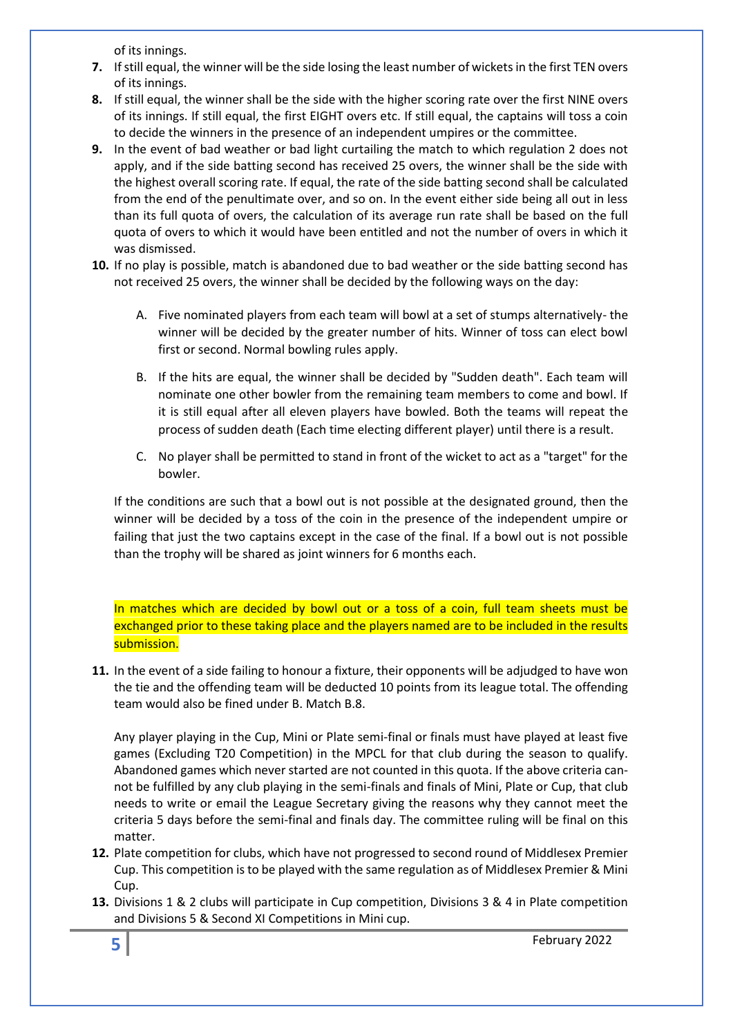of its innings.

7. If still equal, the winner will be the side losing the least number of wickets in the first TEN overs of its innings.
8. If still equal, the winner shall be the side with the higher scoring rate over the first NINE overs of its innings. If still equal, the first EIGHT overs etc. If still equal, the captains will toss a coin to decide the winners in the presence of an independent umpires or the committee.
9. In the event of bad weather or bad light curtailing the match to which regulation 2 does not apply, and if the side batting second has received 25 overs, the winner shall be the side with the highest overall scoring rate. If equal, the rate of the side batting second shall be calculated from the end of the penultimate over, and so on. In the event either side being all out in less than its full quota of overs, the calculation of its average run rate shall be based on the full quota of overs to which it would have been entitled and not the number of overs in which it was dismissed.
10. If no play is possible, match is abandoned due to bad weather or the side batting second has not received 25 overs, the winner shall be decided by the following ways on the day:

    A. Five nominated players from each team will bowl at a set of stumps alternatively- the winner will be decided by the greater number of hits. Winner of toss can elect bowl first or second. Normal bowling rules apply.

    B. If the hits are equal, the winner shall be decided by "Sudden death". Each team will nominate one other bowler from the remaining team members to come and bowl. If it is still equal after all eleven players have bowled. Both the teams will repeat the process of sudden death (Each time electing different player) until there is a result.

    C. No player shall be permitted to stand in front of the wicket to act as a "target" for the bowler.

    If the conditions are such that a bowl out is not possible at the designated ground, then the winner will be decided by a toss of the coin in the presence of the independent umpire or failing that just the two captains except in the case of the final. If a bowl out is not possible than the trophy will be shared as joint winners for 6 months each.

    In matches which are decided by bowl out or a toss of a coin, full team sheets must be exchanged prior to these taking place and the players named are to be included in the results submission.

11. In the event of a side failing to honour a fixture, their opponents will be adjudged to have won the tie and the offending team will be deducted 10 points from its league total. The offending team would also be fined under B. Match B.8.

    Any player playing in the Cup, Mini or Plate semi-final or finals must have played at least five games (Excluding T20 Competition) in the MPCL for that club during the season to qualify. Abandoned games which never started are not counted in this quota. If the above criteria cannot be fulfilled by any club playing in the semi-finals and finals of Mini, Plate or Cup, that club needs to write or email the League Secretary giving the reasons why they cannot meet the criteria 5 days before the semi-final and finals day. The committee ruling will be final on this matter.

12. Plate competition for clubs, which have not progressed to second round of Middlesex Premier Cup. This competition is to be played with the same regulation as of Middlesex Premier & Mini Cup.
13. Divisions 1 & 2 clubs will participate in Cup competition, Divisions 3 & 4 in Plate competition and Divisions 5 & Second XI Competitions in Mini cup.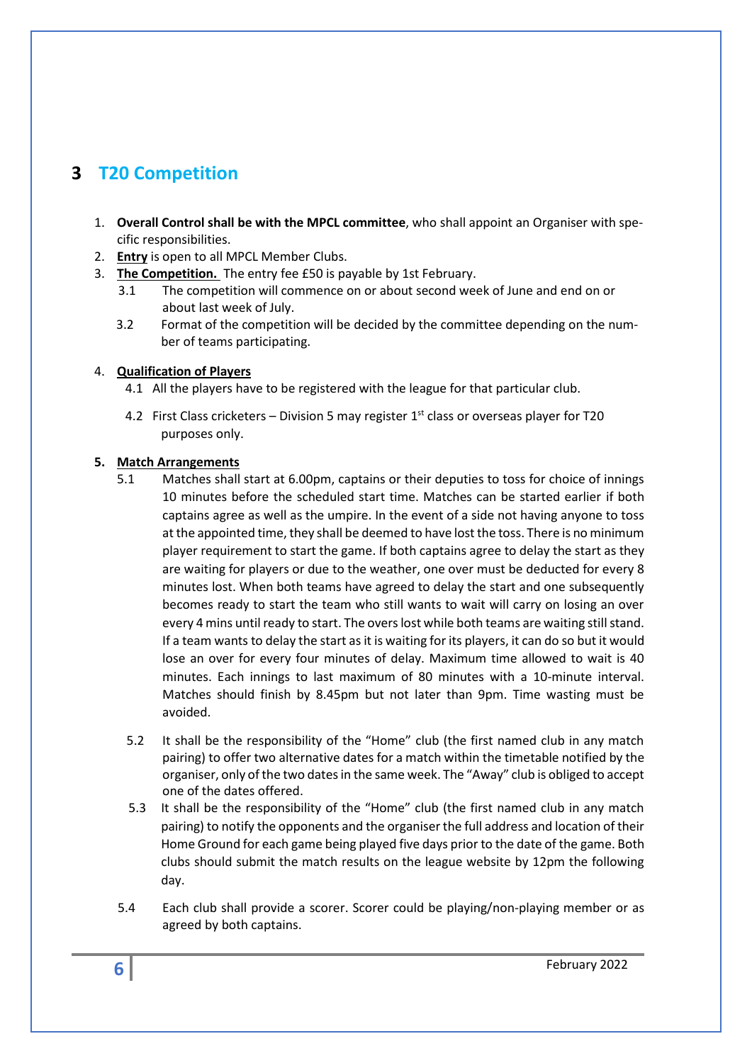# 3 T20 Competition

1. **Overall Control shall be with the MPCL committee**, who shall appoint an Organiser with specific responsibilities.
2. **Entry** is open to all MPCL Member Clubs.
3. **The Competition.** The entry fee £50 is payable by 1st February.
   - 3.1 The competition will commence on or about second week of June and end on or about last week of July.
   - 3.2 Format of the competition will be decided by the committee depending on the number of teams participating.

4. **Qualification of Players**
   - 4.1 All the players have to be registered with the league for that particular club.
   - 4.2 First Class cricketers – Division 5 may register 1st class or overseas player for T20 purposes only.

5. **Match Arrangements**
   - 5.1 Matches shall start at 6.00pm, captains or their deputies to toss for choice of innings 10 minutes before the scheduled start time. Matches can be started earlier if both captains agree as well as the umpire. In the event of a side not having anyone to toss at the appointed time, they shall be deemed to have lost the toss. There is no minimum player requirement to start the game. If both captains agree to delay the start as they are waiting for players or due to the weather, one over must be deducted for every 8 minutes lost. When both teams have agreed to delay the start and one subsequently becomes ready to start the team who still wants to wait will carry on losing an over every 4 mins until ready to start. The overs lost while both teams are waiting still stand. If a team wants to delay the start as it is waiting for its players, it can do so but it would lose an over for every four minutes of delay. Maximum time allowed to wait is 40 minutes. Each innings to last maximum of 80 minutes with a 10-minute interval. Matches should finish by 8.45pm but not later than 9pm. Time wasting must be avoided.
   - 5.2 It shall be the responsibility of the "Home" club (the first named club in any match pairing) to offer two alternative dates for a match within the timetable notified by the organiser, only of the two dates in the same week. The "Away" club is obliged to accept one of the dates offered.
   - 5.3 It shall be the responsibility of the "Home" club (the first named club in any match pairing) to notify the opponents and the organiser the full address and location of their Home Ground for each game being played five days prior to the date of the game. Both clubs should submit the match results on the league website by 12pm the following day.
   - 5.4 Each club shall provide a scorer. Scorer could be playing/non-playing member or as agreed by both captains.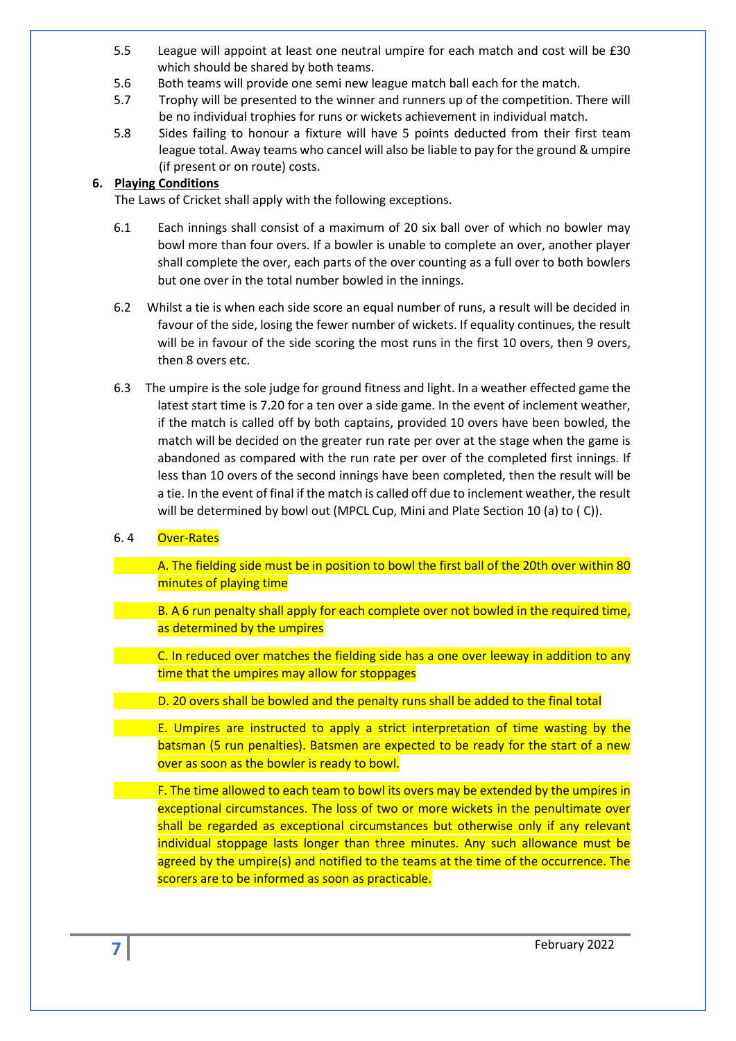5.5 League will appoint at least one neutral umpire for each match and cost will be £30 which should be shared by both teams.

5.6 Both teams will provide one semi new league match ball each for the match.

5.7 Trophy will be presented to the winner and runners up of the competition. There will be no individual trophies for runs or wickets achievement in individual match.

5.8 Sides failing to honour a fixture will have 5 points deducted from their first team league total. Away teams who cancel will also be liable to pay for the ground & umpire (if present or on route) costs.

## 6. Playing Conditions

The Laws of Cricket shall apply with the following exceptions.

6.1 Each innings shall consist of a maximum of 20 six ball over of which no bowler may bowl more than four overs. If a bowler is unable to complete an over, another player shall complete the over, each parts of the over counting as a full over to both bowlers but one over in the total number bowled in the innings.

6.2 Whilst a tie is when each side score an equal number of runs, a result will be decided in favour of the side, losing the fewer number of wickets. If equality continues, the result will be in favour of the side scoring the most runs in the first 10 overs, then 9 overs, then 8 overs etc.

6.3 The umpire is the sole judge for ground fitness and light. In a weather effected game the latest start time is 7.20 for a ten over a side game. In the event of inclement weather, if the match is called off by both captains, provided 10 overs have been bowled, the match will be decided on the greater run rate per over at the stage when the game is abandoned as compared with the run rate per over of the completed first innings. If less than 10 overs of the second innings have been completed, then the result will be a tie. In the event of final if the match is called off due to inclement weather, the result will be determined by bowl out (MPCL Cup, Mini and Plate Section 10 (a) to ( C)).

6.4 Over-Rates

A. The fielding side must be in position to bowl the first ball of the 20th over within 80 minutes of playing time

B. A 6 run penalty shall apply for each complete over not bowled in the required time, as determined by the umpires

C. In reduced over matches the fielding side has a one over leeway in addition to any time that the umpires may allow for stoppages

D. 20 overs shall be bowled and the penalty runs shall be added to the final total

E. Umpires are instructed to apply a strict interpretation of time wasting by the batsman (5 run penalties). Batsmen are expected to be ready for the start of a new over as soon as the bowler is ready to bowl.

F. The time allowed to each team to bowl its overs may be extended by the umpires in exceptional circumstances. The loss of two or more wickets in the penultimate over shall be regarded as exceptional circumstances but otherwise only if any relevant individual stoppage lasts longer than three minutes. Any such allowance must be agreed by the umpire(s) and notified to the teams at the time of the occurrence. The scorers are to be informed as soon as practicable.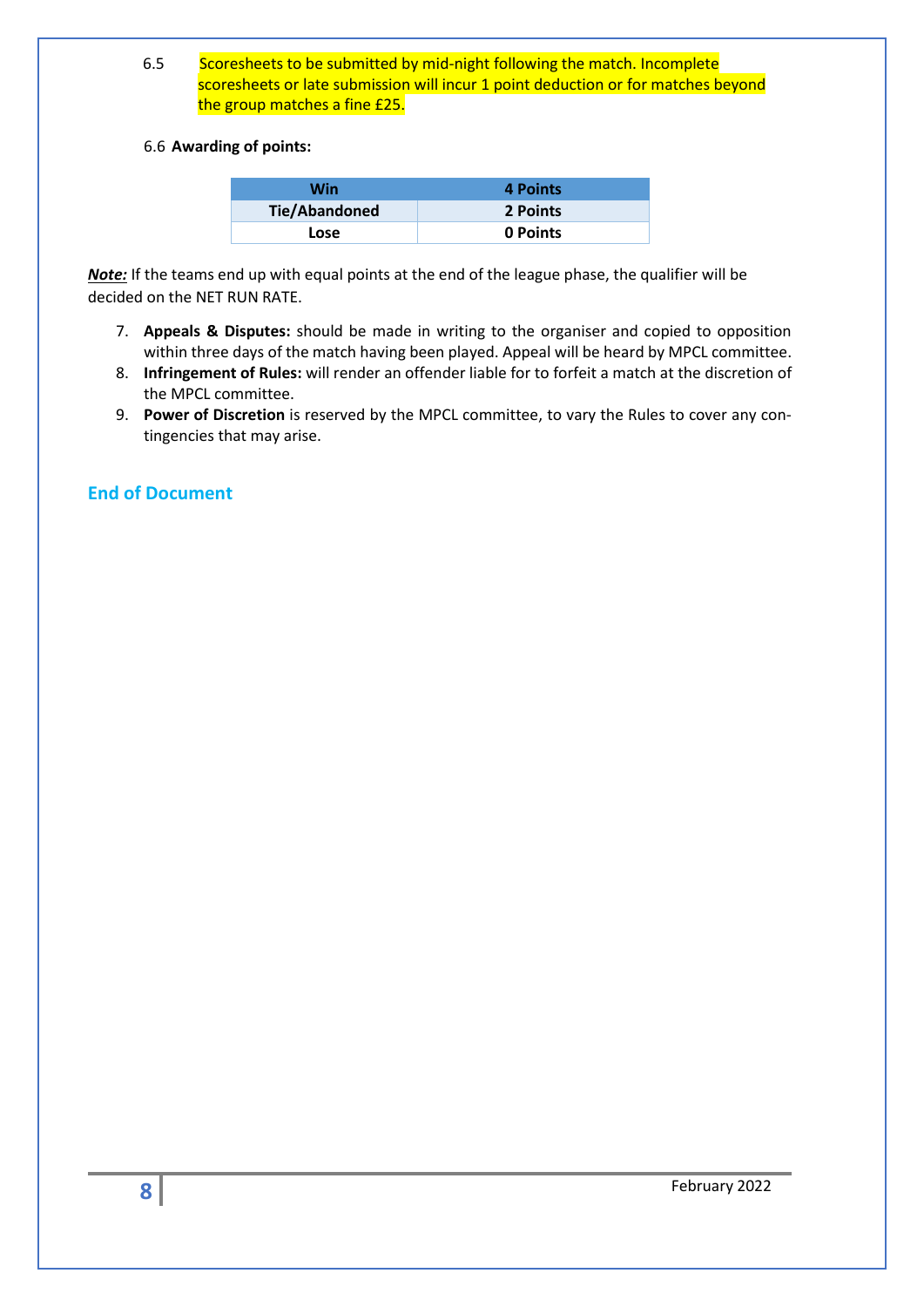6.5 Scoresheets to be submitted by mid-night following the match. Incomplete scoresheets or late submission will incur 1 point deduction or for matches beyond the group matches a fine £25.

6.6 **Awarding of points:**

| Win | 4 Points |
|---|---|
| Tie/Abandoned | 2 Points |
| Lose | 0 Points |

***Note:*** If the teams end up with equal points at the end of the league phase, the qualifier will be decided on the NET RUN RATE.

7. **Appeals & Disputes:** should be made in writing to the organiser and copied to opposition within three days of the match having been played. Appeal will be heard by MPCL committee.
8. **Infringement of Rules:** will render an offender liable for to forfeit a match at the discretion of the MPCL committee.
9. **Power of Discretion** is reserved by the MPCL committee, to vary the Rules to cover any contingencies that may arise.

## End of Document